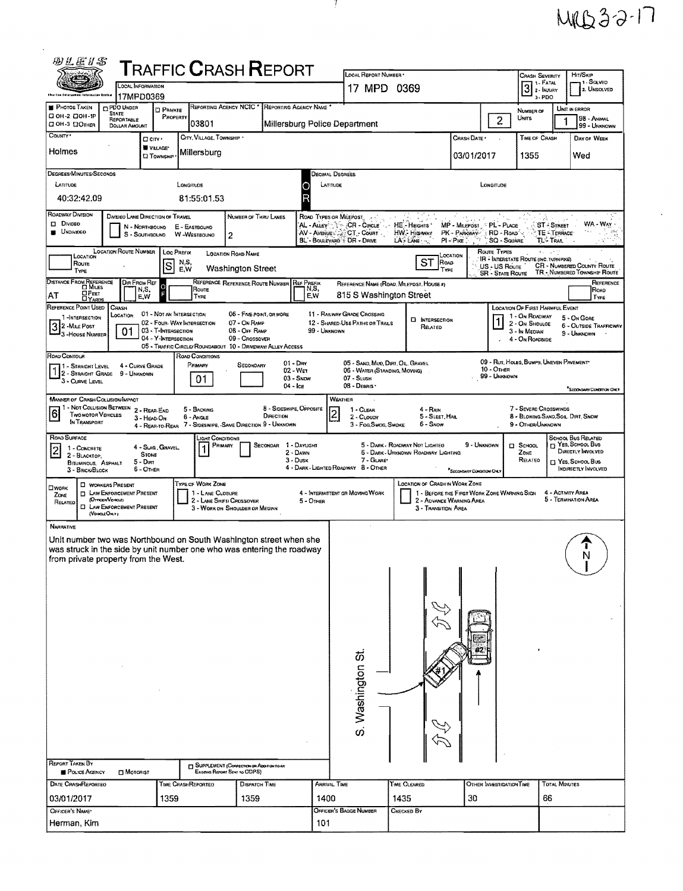MPD 3-2-17

# Traffic Crash Report

| Local Information | Local Report Number | Crash Severity | Hit/Skip |
|---|---|---|---|
| 17MPD0369 | 17 MPD 0369 | 3 (1 - Fatal, 2 - Injury, 3 - PDO) | 1 - Solved, 2. Unsolved |

| Photos Taken | PDO Under State Reportable Dollar Amount | Private Property | Reporting Agency NCIC | Reporting Agency Name | Number of Units | Unit in Error |
|---|---|---|---|---|---|---|
| OH-2 / OH-1P / OH-3 / Other | | | 03801 | Millersburg Police Department | 2 | 1 (98 - Animal, 99 - Unknown) |

| County | City / Village / Township | Crash Date | Time of Crash | Day of Week |
|---|---|---|---|---|
| Holmes | Village: Millersburg | 03/01/2017 | 1355 | Wed |

| Degrees/Minutes/Seconds Latitude | Longitude | Decimal Degrees Latitude | Longitude |
|---|---|---|---|
| 40:32:42.09 | 81:55:01.53 | | |

**Roadway Division:** Undivided

**Divided Lane Direction of Travel:** N - Northbound, S - Southbound, E - Eastbound, W - Westbound

**Number of Thru Lanes:** 2

**Road Types or Milepost:** AL - Alley, AV - Avenue, BL - Boulevard, CR - Circle, CT - Court, DR - Drive, HE - Heights, HW - Highway, LA - Lane, MP - Milepost, PK - Parkway, PI - Pike, PL - Place, RD - Road, SQ - Square, ST - Street, TE - Terrace, TL - Trail, WA - Way

| Location Route Number | Loc Prefix | Location Road Name | Location Road Type |
|---|---|---|---|
| | S | Washington Street | ST |

**Route Types:** IR - Interstate Route (Inc. Turnpike), US - US Route, SR - State Route, CR - Numbered County Route, TR - Numbered Township Route

| Distance From Reference | Dir From Ref | Reference Route | Reference Route Number | Ref Prefix | Reference Name (Road, Milepost, House #) | Reference Road Type |
|---|---|---|---|---|---|---|
| AT | | | | | 815 S Washington Street | |

**Reference Point Used:** 3 - House Number (1 - Intersection, 2 - Mile Post, 3 - House Number)

**Crash Location:** 01 (01 - Not an Intersection, 02 - Four-Way Intersection, 03 - T-Intersection, 04 - Y-Intersection, 05 - Traffic Circle/Roundabout, 06 - Five-Point, or More, 07 - On Ramp, 08 - Off Ramp, 09 - Crossover, 10 - Driveway/Alley Access, 11 - Railway Grade Crossing, 12 - Shared-Use Paths or Trails, 99 - Unknown)

**Intersection Related:** No

**Location of First Harmful Event:** 1 (1 - On Roadway, 2 - On Shoulde, 3 - In Median, 4 - On Roadside, 5 - On Gore, 6 - Outside Trafficway, 9 - Unknown)

**Road Contour:** 1 (1 - Straight Level, 2 - Straight Grade, 3 - Curve Level, 4 - Curve Grade, 9 - Unknown)

**Road Conditions:** Primary 01 (01 - Dry, 02 - Wet, 03 - Snow, 04 - Ice, 05 - Sand, Mud, Dirt, Oil, Gravel, 06 - Water (Standing, Moving), 07 - Slush, 08 - Debris, 09 - Rut, Holes, Bumps, Uneven Pavement, 10 - Other, 99 - Unknown)

**Manner of Crash Collision/Impact:** 6 (1 - Not Collision Between Two Motor Vehicles in Transport, 2 - Rear-End, 3 - Head-On, 4 - Rear-to-Rear, 5 - Backing, 6 - Angle, 7 - Sideswipe, Same Direction, 8 - Sideswipe, Opposite Direction, 9 - Unknown)

**Weather:** 2 (1 - Clear, 2 - Cloudy, 3 - Fog, Smog, Smoke, 4 - Rain, 5 - Sleet, Hail, 6 - Snow, 7 - Severe Crosswinds, 8 - Blowing Sand, Soil, Dirt, Snow, 9 - Other/Unknown)

**Road Surface:** 2 (1 - Concrete, 2 - Blacktop, Bituminous, Asphalt, 3 - Brick/Block, 4 - Slag, Gravel, Stone, 5 - Dirt, 6 - Other)

**Light Conditions:** Primary 1 (1 - Daylight, 2 - Dawn, 3 - Dusk, 4 - Dark - Lighted Roadway, 5 - Dark - Roadway Not Lighted, 6 - Dark - Unknown Roadway Lighting, 7 - Glare, 8 - Other, 9 - Unknown)

**School Bus Related:** School Zone Related: No

**Work Zone Related:** No

## Narrative

Unit number two was Northbound on South Washington street when she was struck in the side by unit number one who was entering the roadway from private property from the West.

(Diagram: S. Washington St., N arrow, units #1 and #2)

| Report Taken By | Supplement |
|---|---|
| Police Agency | |

| Date Crash Reported | Time Crash Reported | Dispatch Time | Arrival Time | Time Cleared | Other Investigation Time | Total Minutes |
|---|---|---|---|---|---|---|
| 03/01/2017 | 1359 | 1359 | 1400 | 1435 | 30 | 66 |

| Officer's Name | Officer's Badge Number | Checked By |
|---|---|---|
| Herman, Kim | 101 | |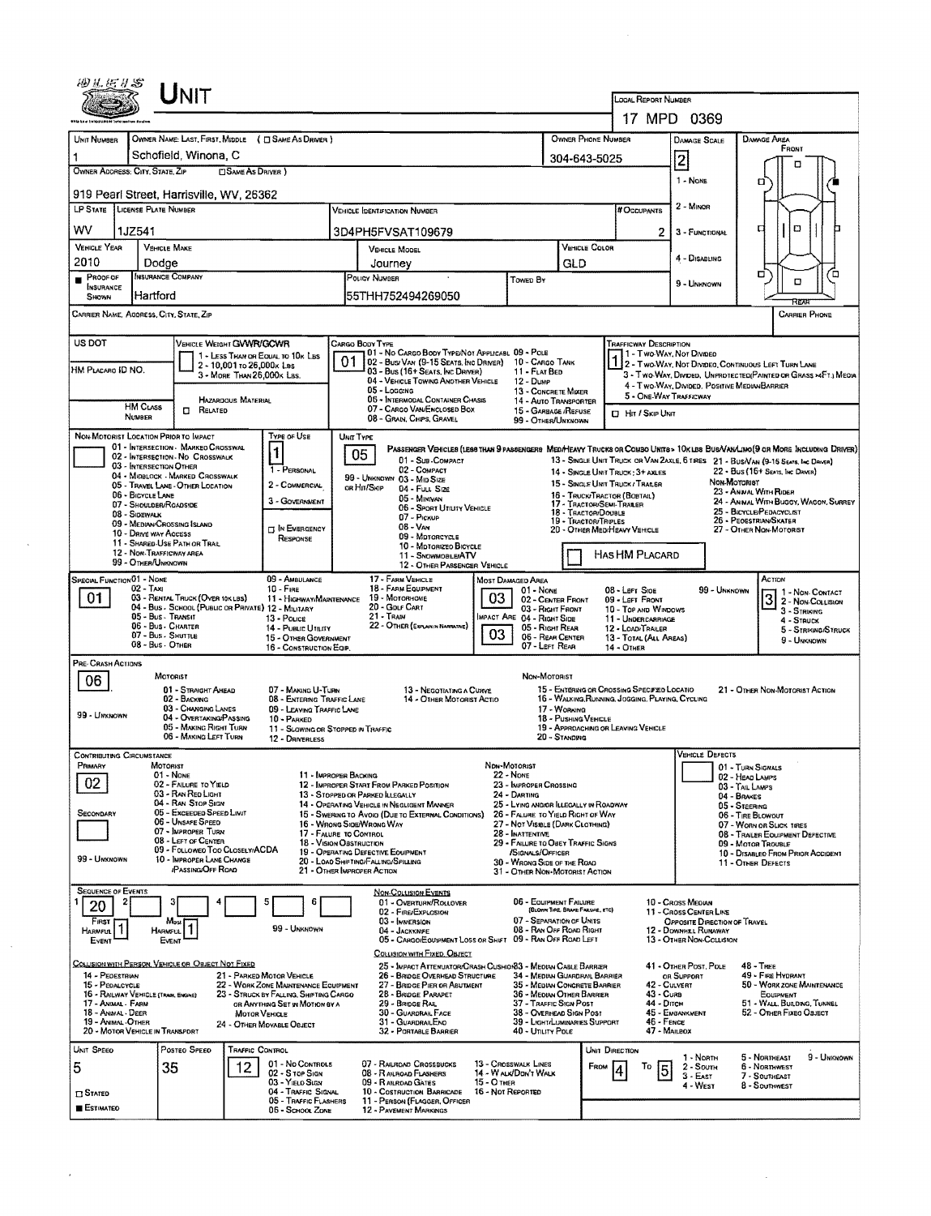# UNIT

**LOCAL REPORT NUMBER:** 17 MPD 0369

| UNIT NUMBER | OWNER NAME: LAST, FIRST, MIDDLE ( ☐ SAME AS DRIVER ) | OWNER PHONE NUMBER | DAMAGE SCALE | DAMAGE AREA |
|---|---|---|---|---|
| 1 | Schofield, Winona, C | 304-643-5025 | 2 | FRONT |

**OWNER ADDRESS: CITY, STATE, ZIP** ( ☐ SAME AS DRIVER ): 919 Pearl Street, Harrisville, WV, 26362

Damage Scale: 1 - NONE; 2 - MINOR; 3 - FUNCTIONAL; 4 - DISABLING; 9 - UNKNOWN

| LP STATE | LICENSE PLATE NUMBER | VEHICLE IDENTIFICATION NUMBER | # OCCUPANTS |
|---|---|---|---|
| WV | 1JZ541 | 3D4PH5FVSAT109679 | 2 |

| VEHICLE YEAR | VEHICLE MAKE | VEHICLE MODEL | VEHICLE COLOR |
|---|---|---|---|
| 2010 | Dodge | Journey | GLD |

| PROOF OF INSURANCE SHOWN | INSURANCE COMPANY | POLICY NUMBER | TOWED BY |
|---|---|---|---|
| ■ | Hartford | 55THH752494269050 | |

**CARRIER NAME, ADDRESS, CITY, STATE, ZIP:**

**CARRIER PHONE:**

**US DOT:**

**HM PLACARD ID NO.:**

**HM CLASS NUMBER:** ☐ RELATED — HAZARDOUS MATERIAL

**VEHICLE WEIGHT GVWR/GCWR:** 1 - LESS THAN OR EQUAL TO 10K LBS; 2 - 10,001 TO 26,000K LBS; 3 - MORE THAN 26,000K LBS.

**CARGO BODY TYPE:** 01
01 - NO CARGO BODY TYPE/NOT APPLICABL; 02 - BUS/VAN (9-15 SEATS, INC DRIVER); 03 - BUS (16+ SEATS, INC DRIVER); 04 - VEHICLE TOWING ANOTHER VEHICLE; 05 - LOGGING; 06 - INTERMODAL CONTAINER CHASIS; 07 - CARGO VAN/ENCLOSED BOX; 08 - GRAIN, CHIPS, GRAVEL; 09 - POLE; 10 - CARGO TANK; 11 - FLAT BED; 12 - DUMP; 13 - CONCRETE MIXER; 14 - AUTO TRANSPORTER; 15 - GARBAGE/REFUSE; 99 - OTHER/UNKNOWN

**TRAFFICWAY DESCRIPTION:** 1
1 - TWO-WAY, NOT DIVIDED; 2 - TWO-WAY, NOT DIVIDED, CONTINUOUS LEFT TURN LANE; 3 - TWO-WAY, DIVIDED, UNPROTECTED(PAINTED OR GRASS >4FT.) MEDIA; 4 - TWO-WAY, DIVIDED, POSITIVE MEDIAN BARRIER; 5 - ONE-WAY TRAFFICWAY
☐ HIT / SKIP UNIT

**NON-MOTORIST LOCATION PRIOR TO IMPACT:**
01 - INTERSECTION - MARKED CROSSWAL; 02 - INTERSECTION - NO CROSSWALK; 03 - INTERSECTION OTHER; 04 - MIDBLOCK - MARKED CROSSWALK; 05 - TRAVEL LANE - OTHER LOCATION; 06 - BICYCLE LANE; 07 - SHOULDER/ROADSIDE; 08 - SIDEWALK; 09 - MEDIAN/CROSSING ISLAND; 10 - DRIVE WAY ACCESS; 11 - SHARED-USE PATH OR TRAIL; 12 - NON-TRAFFICWAY AREA; 99 - OTHER/UNKNOWN

**TYPE OF USE:** 1
1 - PERSONAL; 2 - COMMERCIAL; 3 - GOVERNMENT; ☐ IN EMERGENCY RESPONSE

**UNIT TYPE:** 05
PASSENGER VEHICLES (LESS THAN 9 PASSENGERS MED/HEAVY TRUCKS OR COMBO UNITS > 10K LBS BUS/VAN/LIMO(9 OR MORE INCLUDING DRIVER)
01 - SUB-COMPACT; 02 - COMPACT; 99 - UNKNOWN 03 - MID SIZE; OR HIT/SKIP 04 - FULL SIZE; 05 - MINIVAN; 06 - SPORT UTILITY VEHICLE; 07 - PICKUP; 08 - VAN; 09 - MOTORCYCLE; 10 - MOTORIZED BICYCLE; 11 - SNOWMOBILE/ATV; 12 - OTHER PASSENGER VEHICLE
13 - SINGLE UNIT TRUCK OR VAN 2AXLE, 6 TIRES; 14 - SINGLE UNIT TRUCK: 3+ AXLES; 15 - SINGLE UNIT TRUCK / TRAILER; 16 - TRUCK/TRACTOR (BOBTAIL); 17 - TRACTOR/SEMI-TRAILER; 18 - TRACTOR/DOUBLE; 19 - TRACTOR/TRIPLES; 20 - OTHER MED/HEAVY VEHICLE
21 - BUS/VAN (9-15 SEATS, INC DRIVER); 22 - BUS (16+ SEATS, INC DRIVER)
NON-MOTORIST: 23 - ANIMAL WITH RIDER; 24 - ANIMAL WITH BUGGY, WAGON, SURREY; 25 - BICYCLE/PEDACYCLIST; 26 - PEDESTRIAN/SKATER; 27 - OTHER NON-MOTORIST
☐ HAS HM PLACARD

**SPECIAL FUNCTION:** 01
01 - NONE; 02 - TAXI; 03 - RENTAL TRUCK (OVER 10K LBS); 04 - BUS - SCHOOL (PUBLIC OR PRIVATE); 05 - BUS - TRANSIT; 06 - BUS - CHARTER; 07 - BUS - SHUTTLE; 08 - BUS - OTHER; 09 - AMBULANCE; 10 - FIRE; 11 - HIGHWAY/MAINTENANCE; 12 - MILITARY; 13 - POLICE; 14 - PUBLIC UTILITY; 15 - OTHER GOVERNMENT; 16 - CONSTRUCTION EQIP.; 17 - FARM VEHICLE; 18 - FARM EQUIPMENT; 19 - MOTORHOME; 20 - GOLF CART; 21 - TRAIN; 22 - OTHER (EXPLAIN IN NARRATIVE)

**MOST DAMAGED AREA:** 03
**IMPACT AREA:** 03
01 - NONE; 02 - CENTER FRONT; 03 - RIGHT FRONT; 04 - RIGHT SIDE; 05 - RIGHT REAR; 06 - REAR CENTER; 07 - LEFT REAR; 08 - LEFT SIDE; 09 - LEFT FRONT; 10 - TOP AND WINDOWS; 11 - UNDERCARRIAGE; 12 - LOAD/TRAILER; 13 - TOTAL (ALL AREAS); 14 - OTHER; 99 - UNKNOWN

**ACTION:** 3
1 - NON-CONTACT; 2 - NON-COLLISION; 3 - STRIKING; 4 - STRUCK; 5 - STRIKING/STRUCK; 9 - UNKNOWN

**PRE-CRASH ACTIONS:** 06
MOTORIST: 01 - STRAIGHT AHEAD; 02 - BACKING; 03 - CHANGING LANES; 04 - OVERTAKING/PASSING; 05 - MAKING RIGHT TURN; 06 - MAKING LEFT TURN; 07 - MAKING U-TURN; 08 - ENTERING TRAFFIC LANE; 09 - LEAVING TRAFFIC LANE; 10 - PARKED; 11 - SLOWING OR STOPPED IN TRAFFIC; 12 - DRIVERLESS; 13 - NEGOTIATING A CURVE; 14 - OTHER MOTORIST ACTIO; 99 - UNKNOWN
NON-MOTORIST: 15 - ENTERING OR CROSSING SPECIFIED LOCATIO; 16 - WALKING, RUNNING, JOGGING, PLAYING, CYCLING; 17 - WORKING; 18 - PUSHING VEHICLE; 19 - APPROACHING OR LEAVING VEHICLE; 20 - STANDING; 21 - OTHER NON-MOTORIST ACTION

**CONTRIBUTING CIRCUMSTANCE:**
PRIMARY: 02
SECONDARY:
MOTORIST: 01 - NONE; 02 - FAILURE TO YIELD; 03 - RAN RED LIGHT; 04 - RAN STOP SIGN; 05 - EXCEEDED SPEED LIMIT; 06 - UNSAFE SPEED; 07 - IMPROPER TURN; 08 - LEFT OF CENTER; 09 - FOLLOWED TOO CLOSELY/ACDA; 10 - IMPROPER LANE CHANGE /PASSING/OFF ROAD; 11 - IMPROPER BACKING; 12 - IMPROPER START FROM PARKED POSITION; 13 - STOPPED OR PARKED ILLEGALLY; 14 - OPERATING VEHICLE IN NEGLIGENT MANNER; 15 - SWERING TO AVOID (DUE TO EXTERNAL CONDITIONS); 16 - WRONG SIDE/WRONG WAY; 17 - FAILURE TO CONTROL; 18 - VISION OBSTRUCTION; 19 - OPERATING DEFECTIVE EQUIPMENT; 20 - LOAD SHIFTING/FALLING/SPILLING; 21 - OTHER IMPROPER ACTION; 99 - UNKNOWN
NON-MOTORIST: 22 - NONE; 23 - IMPROPER CROSSING; 24 - DARTING; 25 - LYING AND/OR ILLEGALLY IN ROADWAY; 26 - FALURE TO YIELD RIGHT OF WAY; 27 - NOT VISIBLE (DARK CLOTHING); 28 - INATTENTIVE; 29 - FAILURE TO OBEY TRAFFIC SIGNS /SIGNALS/OFFICER; 30 - WRONG SIDE OF THE ROAD; 31 - OTHER NON-MOTORIST ACTION

**VEHICLE DEFECTS:**
01 - TURN SIGNALS; 02 - HEAD LAMPS; 03 - TAIL LAMPS; 04 - BRAKES; 05 - STEERING; 06 - TIRE BLOWOUT; 07 - WORN OR SLICK TIRES; 08 - TRAILER EQUIPMENT DEFECTIVE; 09 - MOTOR TROUBLE; 10 - DISABLED FROM PRIOR ACCIDENT; 11 - OTHER DEFECTS

**SEQUENCE OF EVENTS:** 1: 20; 2; 3; 4; 5; 6
FIRST HARMFUL EVENT: 1; MOST HARMFUL EVENT: 1; 99 - UNKNOWN

NON-COLLISION EVENTS: 01 - OVERTURN/ROLLOVER; 02 - FIRE/EXPLOSION; 03 - IMMERSION; 04 - JACKKNIFE; 05 - CARGO/EQUIPMENT LOSS OR SHIFT; 06 - EQUIPMENT FAILURE (BLOWN TIRE, BRAKE FAILURE, ETC); 07 - SEPARATION OF UNITS; 08 - RAN OFF ROAD RIGHT; 09 - RAN OFF ROAD LEFT; 10 - CROSS MEDIAN; 11 - CROSS CENTER LINE OPPOSITE DIRECTION OF TRAVEL; 12 - DOWNHILL RUNAWAY; 13 - OTHER NON-COLLISION

COLLISION WITH PERSON, VEHICLE OR OBJECT NOT FIXED: 14 - PEDESTRIAN; 15 - PEDALCYCLE; 16 - RAILWAY VEHICLE (TRAIN, ENGINE); 17 - ANIMAL - FARM; 18 - ANIMAL - DEER; 19 - ANIMAL - OTHER; 20 - MOTOR VEHICLE IN TRANSPORT; 21 - PARKED MOTOR VEHICLE; 22 - WORK ZONE MAINTENANCE EQUIPMENT; 23 - STRUCK BY FALLING, SHIFTING CARGO OR ANYTHING SET IN MOTION BY A MOTOR VEHICLE; 24 - OTHER MOVABLE OBJECT

COLLISION WITH FIXED, OBJECT: 25 - IMPACT ATTENUATOR/CRASH CUSHION; 26 - BRIDGE OVERHEAD STRUCTURE; 27 - BRIDGE PIER OR ABUTMENT; 28 - BRIDGE PARAPET; 29 - BRIDGE RAIL; 30 - GUARDRAIL FACE; 31 - GUARDRAIL END; 32 - PORTABLE BARRIER; 33 - MEDIAN CABLE BARRIER; 34 - MEDIAN GUARDRAIL BARRIER; 35 - MEDIAN CONCRETE BARRIER; 36 - MEDIAN OTHER BARRIER; 37 - TRAFFIC SIGN POST; 38 - OVERHEAD SIGN POST; 39 - LIGHT/LUMINARIES SUPPORT; 40 - UTILITY POLE; 41 - OTHER POST, POLE OR SUPPORT; 42 - CULVERT; 43 - CURB; 44 - DITCH; 45 - EMBANKMENT; 46 - FENCE; 47 - MAILBOX; 48 - TREE; 49 - FIRE HYDRANT; 50 - WORK ZONE MAINTENANCE EQUIPMENT; 51 - WALL, BUILDING, TUNNEL; 52 - OTHER FIXED OBJECT

| UNIT SPEED | POSTED SPEED | TRAFFIC CONTROL | UNIT DIRECTION |
|---|---|---|---|
| 5 | 35 | 12 | FROM 4 TO 5 |

☐ STATED
■ ESTIMATED

TRAFFIC CONTROL: 01 - NO CONTROLS; 02 - STOP SIGN; 03 - YIELD SIGN; 04 - TRAFFIC SIGNAL; 05 - TRAFFIC FLASHERS; 06 - SCHOOL ZONE; 07 - RAILROAD CROSSBUCKS; 08 - RAILROAD FLASHERS; 09 - RAILROAD GATES; 10 - COSTRUCTION BARRICADE; 11 - PERSON (FLAGGER, OFFICER; 12 - PAVEMENT MARKINGS; 13 - CROSSWALK LINES; 14 - WALK/DON'T WALK; 15 - OTHER; 16 - NOT REPORTED

UNIT DIRECTION: 1 - NORTH; 2 - SOUTH; 3 - EAST; 4 - WEST; 5 - NORTHEAST; 6 - NORTHWEST; 7 - SOUTHEAST; 8 - SOUTHWEST; 9 - UNKNOWN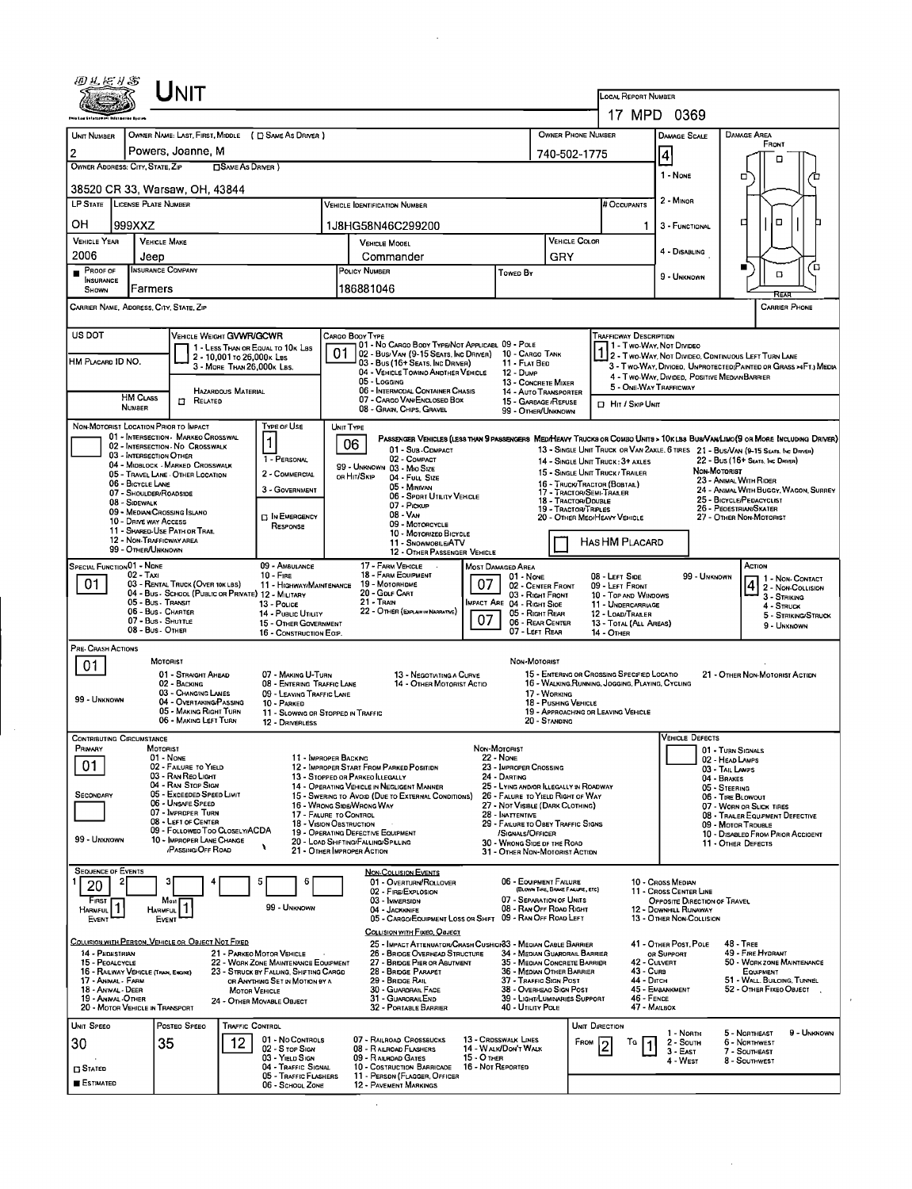# UNIT

**LOCAL REPORT NUMBER:** 17 MPD 0369

| UNIT NUMBER | OWNER NAME: LAST, FIRST, MIDDLE ( ☐ SAME AS DRIVER ) | OWNER PHONE NUMBER | DAMAGE SCALE | DAMAGE AREA |
|---|---|---|---|---|
| 2 | Powers, Joanne, M | 740-502-1775 | 4 | FRONT / REAR |

**OWNER ADDRESS: CITY, STATE, ZIP** ☐ SAME AS DRIVER )
38520 CR 33, Warsaw, OH, 43844

Damage Scale: 1 - NONE; 2 - MINOR; 3 - FUNCTIONAL; 4 - DISABLING; 9 - UNKNOWN

| LP STATE | LICENSE PLATE NUMBER | VEHICLE IDENTIFICATION NUMBER | # OCCUPANTS |
|---|---|---|---|
| OH | 999XXZ | 1J8HG58N46C299200 | 1 |

| VEHICLE YEAR | VEHICLE MAKE | VEHICLE MODEL | VEHICLE COLOR |
|---|---|---|---|
| 2006 | Jeep | Commander | GRY |

| ■ PROOF OF INSURANCE SHOWN | INSURANCE COMPANY | POLICY NUMBER | TOWED BY |
|---|---|---|---|
| | Farmers | 186881046 | |

**CARRIER NAME, ADDRESS, CITY, STATE, ZIP** — **CARRIER PHONE**

**US DOT**

**VEHICLE WEIGHT GVWR/GCWR:** 1 - LESS THAN OR EQUAL TO 10K LBS; 2 - 10,001 TO 26,000K LBS; 3 - MORE THAN 26,000K LBS.

**HM PLACARD ID NO.**

**HM CLASS NUMBER** ☐ RELATED — HAZARDOUS MATERIAL

**CARGO BODY TYPE:** 01
01 - NO CARGO BODY TYPE/NOT APPLICABLE; 02 - BUS/VAN (9-15 SEATS, INC DRIVER); 03 - BUS (16+ SEATS, INC DRIVER); 04 - VEHICLE TOWING ANOTHER VEHICLE; 05 - LOGGING; 06 - INTERMODAL CONTAINER CHASIS; 07 - CARGO VAN/ENCLOSED BOX; 08 - GRAIN, CHIPS, GRAVEL; 09 - POLE; 10 - CARGO TANK; 11 - FLAT BED; 12 - DUMP; 13 - CONCRETE MIXER; 14 - AUTO TRANSPORTER; 15 - GARBAGE/REFUSE; 99 - OTHER/UNKNOWN

**TRAFFICWAY DESCRIPTION:** 1
1 - TWO-WAY, NOT DIVIDED; 2 - TWO-WAY, NOT DIVIDED, CONTINUOUS LEFT TURN LANE; 3 - TWO-WAY, DIVIDED, UNPROTECTED (PAINTED OR GRASS >4FT.) MEDIA; 4 - TWO-WAY, DIVIDED, POSITIVE MEDIAN BARRIER; 5 - ONE-WAY TRAFFICWAY
☐ HIT / SKIP UNIT

**NON-MOTORIST LOCATION PRIOR TO IMPACT:**
01 - INTERSECTION - MARKED CROSSWAL; 02 - INTERSECTION - NO CROSSWALK; 03 - INTERSECTION OTHER; 04 - MIDBLOCK - MARKED CROSSWALK; 05 - TRAVEL LANE - OTHER LOCATION; 06 - BICYCLE LANE; 07 - SHOULDER/ROADSIDE; 08 - SIDEWALK; 09 - MEDIAN/CROSSING ISLAND; 10 - DRIVE WAY ACCESS; 11 - SHARED-USE PATH OR TRAIL; 12 - NON-TRAFFICWAY AREA; 99 - OTHER/UNKNOWN

**TYPE OF USE:** 1
1 - PERSONAL; 2 - COMMERCIAL; 3 - GOVERNMENT; ☐ IN EMERGENCY RESPONSE

**UNIT TYPE:** 06
PASSENGER VEHICLES (LESS THAN 9 PASSENGERS MED/HEAVY TRUCKS OR COMBO UNITS > 10K LBS BUS/VAN/LIMO (9 OR MORE INCLUDING DRIVER)
01 - SUB-COMPACT; 02 - COMPACT; 99 - UNKNOWN 03 - MID SIZE; OR HIT/SKIP 04 - FULL SIZE; 05 - MINIVAN; 06 - SPORT UTILITY VEHICLE; 07 - PICKUP; 08 - VAN; 09 - MOTORCYCLE; 10 - MOTORIZED BICYCLE; 11 - SNOWMOBILE/ATV; 12 - OTHER PASSENGER VEHICLE
13 - SINGLE UNIT TRUCK OR VAN 2AXLE, 6 TIRES; 14 - SINGLE UNIT TRUCK: 3+ AXLES; 15 - SINGLE UNIT TRUCK / TRAILER; 16 - TRUCK/TRACTOR (BOBTAIL); 17 - TRACTOR/SEMI-TRAILER; 18 - TRACTOR/DOUBLE; 19 - TRACTOR/TRIPLES; 20 - OTHER MED/HEAVY VEHICLE
21 - BUS/VAN (9-15 SEATS, INC DRIVER); 22 - BUS (16+ SEATS, INC DRIVER)
NON-MOTORIST: 23 - ANIMAL WITH RIDER; 24 - ANIMAL WITH BUGGY, WAGON, SURREY; 25 - BICYCLE/PEDACYCLIST; 26 - PEDESTRIAN/SKATER; 27 - OTHER NON-MOTORIST
☐ HAS HM PLACARD

**SPECIAL FUNCTION:** 01
01 - NONE; 02 - TAXI; 03 - RENTAL TRUCK (OVER 10K LBS); 04 - BUS - SCHOOL (PUBLIC OR PRIVATE); 05 - BUS - TRANSIT; 06 - BUS - CHARTER; 07 - BUS - SHUTTLE; 08 - BUS - OTHER; 09 - AMBULANCE; 10 - FIRE; 11 - HIGHWAY/MAINTENANCE; 12 - MILITARY; 13 - POLICE; 14 - PUBLIC UTILITY; 15 - OTHER GOVERNMENT; 16 - CONSTRUCTION EQIP.; 17 - FARM VEHICLE; 18 - FARM EQUIPMENT; 19 - MOTORHOME; 20 - GOLF CART; 21 - TRAIN; 22 - OTHER (EXPLAIN IN NARRATIVE)

**MOST DAMAGED AREA:** 07 — **IMPACT ARE:** 07
01 - NONE; 02 - CENTER FRONT; 03 - RIGHT FRONT; 04 - RIGHT SIDE; 05 - RIGHT REAR; 06 - REAR CENTER; 07 - LEFT REAR; 08 - LEFT SIDE; 09 - LEFT FRONT; 10 - TOP AND WINDOWS; 11 - UNDERCARRIAGE; 12 - LOAD/TRAILER; 13 - TOTAL (ALL AREAS); 14 - OTHER; 99 - UNKNOWN

**ACTION:** 4
1 - NON-CONTACT; 2 - NON-COLLISION; 3 - STRIKING; 4 - STRUCK; 5 - STRIKING/STRUCK; 9 - UNKNOWN

**PRE-CRASH ACTIONS:** 01
MOTORIST: 01 - STRAIGHT AHEAD; 02 - BACKING; 03 - CHANGING LANES; 04 - OVERTAKING/PASSING; 05 - MAKING RIGHT TURN; 06 - MAKING LEFT TURN; 07 - MAKING U-TURN; 08 - ENTERING TRAFFIC LANE; 09 - LEAVING TRAFFIC LANE; 10 - PARKED; 11 - SLOWING OR STOPPED IN TRAFFIC; 12 - DRIVERLESS; 13 - NEGOTIATING A CURVE; 14 - OTHER MOTORIST ACTIO
99 - UNKNOWN
NON-MOTORIST: 15 - ENTERING OR CROSSING SPECIFIED LOCATIO; 16 - WALKING, RUNNING, JOGGING, PLAYING, CYCLING; 17 - WORKING; 18 - PUSHING VEHICLE; 19 - APPROACHING OR LEAVING VEHICLE; 20 - STANDING; 21 - OTHER NON-MOTORIST ACTION

**CONTRIBUTING CIRCUMSTANCE**
PRIMARY: 01 — SECONDARY: (blank) — 99 - UNKNOWN
MOTORIST: 01 - NONE; 02 - FAILURE TO YIELD; 03 - RAN RED LIGHT; 04 - RAN STOP SIGN; 05 - EXCEEDED SPEED LIMIT; 06 - UNSAFE SPEED; 07 - IMPROPER TURN; 08 - LEFT OF CENTER; 09 - FOLLOWED TOO CLOSELY/ACDA; 10 - IMPROPER LANE CHANGE /PASSING/OFF ROAD; 11 - IMPROPER BACKING; 12 - IMPROPER START FROM PARKED POSITION; 13 - STOPPED OR PARKED ILLEGALLY; 14 - OPERATING VEHICLE IN NEGLIGENT MANNER; 15 - SWERING TO AVOID (DUE TO EXTERNAL CONDITIONS); 16 - WRONG SIDE/WRONG WAY; 17 - FAILURE TO CONTROL; 18 - VISION OBSTRUCTION; 19 - OPERATING DEFECTIVE EQUIPMENT; 20 - LOAD SHIFTING/FALLING/SPILLING; 21 - OTHER IMPROPER ACTION
NON-MOTORIST: 22 - NONE; 23 - IMPROPER CROSSING; 24 - DARTING; 25 - LYING AND/OR ILLEGALLY IN ROADWAY; 26 - FALURE TO YIELD RIGHT OF WAY; 27 - NOT VISIBLE (DARK CLOTHING); 28 - INATTENTIVE; 29 - FAILURE TO OBEY TRAFFIC SIGNS /SIGNALS/OFFICER; 30 - WRONG SIDE OF THE ROAD; 31 - OTHER NON-MOTORIST ACTION

**VEHICLE DEFECTS:** 01 - TURN SIGNALS; 02 - HEAD LAMPS; 03 - TAIL LAMPS; 04 - BRAKES; 05 - STEERING; 06 - TIRE BLOWOUT; 07 - WORN OR SLICK TIRES; 08 - TRAILER EQUIPMENT DEFECTIVE; 09 - MOTOR TROUBLE; 10 - DISABLED FROM PRIOR ACCIDENT; 11 - OTHER DEFECTS

**SEQUENCE OF EVENTS:** 1: 20; 2: (blank); 3; 4; 5; 6
FIRST HARMFUL EVENT: 1 — MOST HARMFUL EVENT: 1
99 - UNKNOWN

NON-COLLISION EVENTS: 01 - OVERTURN/ROLLOVER; 02 - FIRE/EXPLOSION; 03 - IMMERSION; 04 - JACKKNIFE; 05 - CARGO/EQUIPMENT LOSS OR SHIFT; 06 - EQUIPMENT FAILURE (BLOWN TIRE, BRAKE FAILURE, ETC); 07 - SEPARATION OF UNITS; 08 - RAN OFF ROAD RIGHT; 09 - RAN OFF ROAD LEFT; 10 - CROSS MEDIAN; 11 - CROSS CENTER LINE OPPOSITE DIRECTION OF TRAVEL; 12 - DOWNHILL RUNAWAY; 13 - OTHER NON-COLLISION

COLLISION WITH PERSON, VEHICLE OR OBJECT NOT FIXED: 14 - PEDESTRIAN; 15 - PEDALCYCLE; 16 - RAILWAY VEHICLE (TRAIN, ENGINE); 17 - ANIMAL - FARM; 18 - ANIMAL - DEER; 19 - ANIMAL - OTHER; 20 - MOTOR VEHICLE IN TRANSPORT; 21 - PARKED MOTOR VEHICLE; 22 - WORK ZONE MAINTENANCE EQUIPMENT; 23 - STRUCK BY FALLING, SHIFTING CARGO OR ANYTHING SET IN MOTION BY A MOTOR VEHICLE; 24 - OTHER MOVABLE OBJECT

COLLISION WITH FIXED, OBJECT: 25 - IMPACT ATTENUATOR/CRASH CUSHION; 26 - BRIDGE OVERHEAD STRUCTURE; 27 - BRIDGE PIER OR ABUTMENT; 28 - BRIDGE PARAPET; 29 - BRIDGE RAIL; 30 - GUARDRAIL FACE; 31 - GUARDRAIL END; 32 - PORTABLE BARRIER; 33 - MEDIAN CABLE BARRIER; 34 - MEDIAN GUARDRAIL BARRIER; 35 - MEDIAN CONCRETE BARRIER; 36 - MEDIAN OTHER BARRIER; 37 - TRAFFIC SIGN POST; 38 - OVERHEAD SIGN POST; 39 - LIGHT/LUMINARIES SUPPORT; 40 - UTILITY POLE; 41 - OTHER POST, POLE OR SUPPORT; 42 - CULVERT; 43 - CURB; 44 - DITCH; 45 - EMBANKMENT; 46 - FENCE; 47 - MAILBOX; 48 - TREE; 49 - FIRE HYDRANT; 50 - WORK ZONE MAINTENANCE EQUIPMENT; 51 - WALL, BUILDING, TUNNEL; 52 - OTHER FIXED OBJECT

| UNIT SPEED | POSTED SPEED | TRAFFIC CONTROL | UNIT DIRECTION |
|---|---|---|---|
| 30 | 35 | 12 | FROM 2 TO 1 |

■ ESTIMATED ☐ STATED

TRAFFIC CONTROL: 01 - NO CONTROLS; 02 - STOP SIGN; 03 - YIELD SIGN; 04 - TRAFFIC SIGNAL; 05 - TRAFFIC FLASHERS; 06 - SCHOOL ZONE; 07 - RAILROAD CROSSBUCKS; 08 - RAILROAD FLASHERS; 09 - RAILROAD GATES; 10 - COSTRUCTION BARRICADE; 11 - PERSON (FLAGGER, OFFICER; 12 - PAVEMENT MARKINGS; 13 - CROSSWALK LINES; 14 - WALK/DON'T WALK; 15 - OTHER; 16 - NOT REPORTED

UNIT DIRECTION: 1 - NORTH; 2 - SOUTH; 3 - EAST; 4 - WEST; 5 - NORTHEAST; 6 - NORTHWEST; 7 - SOUTHEAST; 8 - SOUTHWEST; 9 - UNKNOWN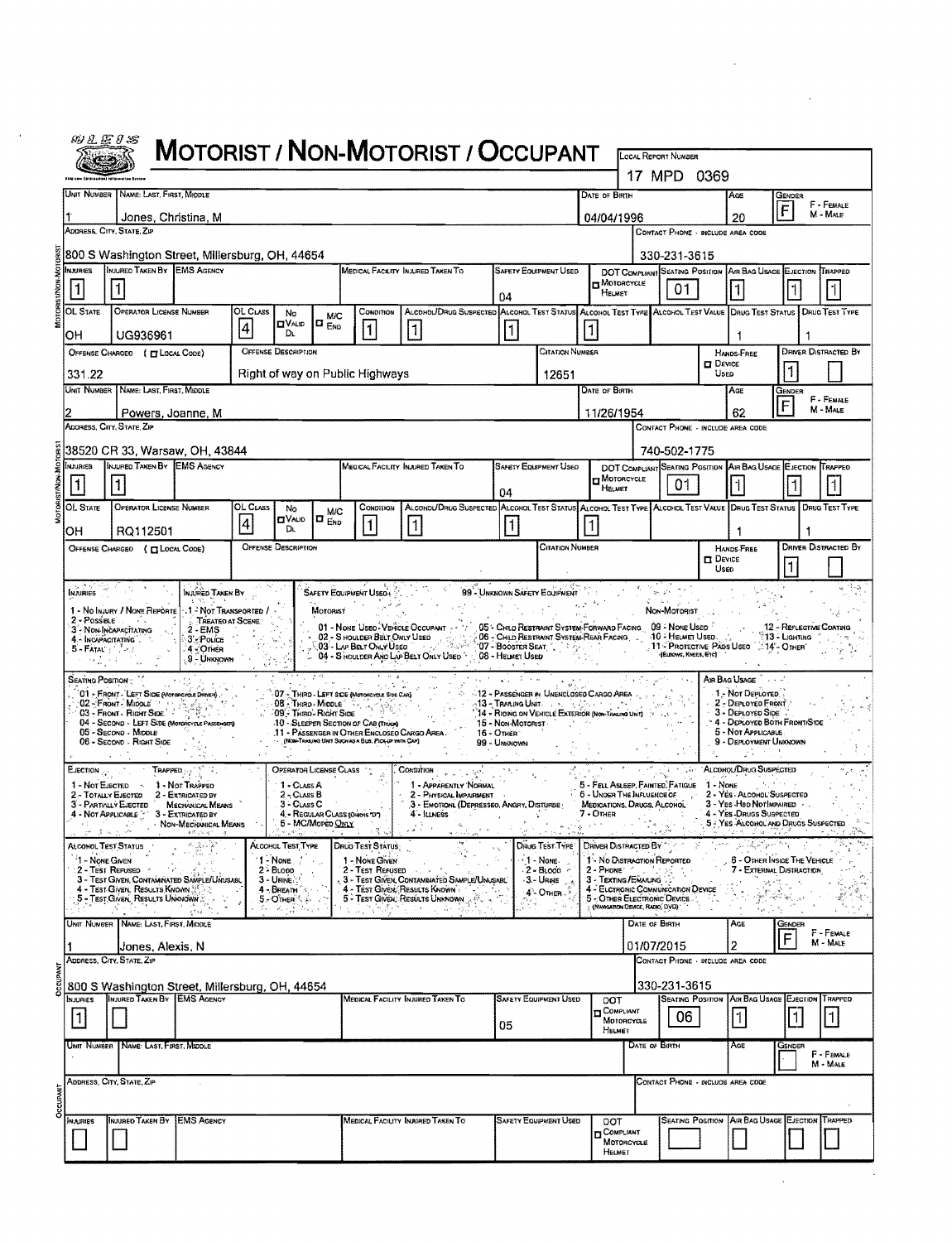# MOTORIST / NON-MOTORIST / OCCUPANT

LOCAL REPORT NUMBER: 17 MPD 0369

## MOTORIST/NON-MOTORIST

| Unit Number | Name: Last, First, Middle | Date of Birth | Age | Gender |
|---|---|---|---|---|
| 1 | Jones, Christina, M | 04/04/1996 | 20 | F |

Address, City, State, Zip: 800 S Washington Street, Millersburg, OH, 44654

Contact Phone - Include Area Code: 330-231-3615

| Injuries | Injured Taken By | EMS Agency | Medical Facility Injured Taken To | Safety Equipment Used | DOT Compliant Motorcycle Helmet | Seating Position | Air Bag Usage | Ejection | Trapped |
|---|---|---|---|---|---|---|---|---|---|
| 1 | 1 | | | 04 | | 01 | 1 | 1 | 1 |

| OL State | Operator License Number | OL Class | No Valid DL | M/C End | Condition | Alcohol/Drug Suspected | Alcohol Test Status | Alcohol Test Type | Alcohol Test Value | Drug Test Status | Drug Test Type |
|---|---|---|---|---|---|---|---|---|---|---|---|
| OH | UG936961 | 4 | | | 1 | 1 | 1 | 1 | | 1 | 1 |

| Offense Charged (Local Code) | Offense Description | Citation Number | Hands-Free Device Used | Driver Distracted By |
|---|---|---|---|---|
| 331.22 | Right of way on Public Highways | 12651 | | 1 |

| Unit Number | Name: Last, First, Middle | Date of Birth | Age | Gender |
|---|---|---|---|---|
| 2 | Powers, Joanne, M | 11/26/1954 | 62 | F |

Address, City, State, Zip: 38520 CR 33, Warsaw, OH, 43844

Contact Phone - Include Area Code: 740-502-1775

| Injuries | Injured Taken By | EMS Agency | Medical Facility Injured Taken To | Safety Equipment Used | DOT Compliant Motorcycle Helmet | Seating Position | Air Bag Usage | Ejection | Trapped |
|---|---|---|---|---|---|---|---|---|---|
| 1 | 1 | | | 04 | | 01 | 1 | 1 | 1 |

| OL State | Operator License Number | OL Class | No Valid DL | M/C End | Condition | Alcohol/Drug Suspected | Alcohol Test Status | Alcohol Test Type | Alcohol Test Value | Drug Test Status | Drug Test Type |
|---|---|---|---|---|---|---|---|---|---|---|---|
| OH | RQ112501 | 4 | | | 1 | 1 | 1 | 1 | | 1 | 1 |

| Offense Charged (Local Code) | Offense Description | Citation Number | Hands-Free Device Used | Driver Distracted By |
|---|---|---|---|---|
| | | | | 1 |

## Codes

**Injuries:** 1 - No Injury / None Reported; 2 - Possible; 3 - Non-Incapacitating; 4 - Incapacitating; 5 - Fatal

**Injured Taken By:** 1 - Not Transported / Treated at Scene; 2 - EMS; 3 - Police; 4 - Other; 9 - Unknown

**Safety Equipment Used:** 99 - Unknown Safety Equipment

Motorist: 01 - None Used - Vehicle Occupant; 02 - Shoulder Belt Only Used; 03 - Lap Belt Only Used; 04 - Shoulder and Lap Belt Only Used; 05 - Child Restraint System-Forward Facing; 06 - Child Restraint System-Rear Facing; 07 - Booster Seat; 08 - Helmet Used

Non-Motorist: 09 - None Used; 10 - Helmet Used; 11 - Protective Pads Used (Elbows, Knees, Etc); 12 - Reflective Coating; 13 - Lighting; 14 - Other

**Seating Position:** 01 - Front - Left Side (Motorcycle Driver); 02 - Front - Middle; 03 - Front - Right Side; 04 - Second - Left Side (Motorcycle Passenger); 05 - Second - Middle; 06 - Second - Right Side; 07 - Third - Left Side (Motorcycle Side Car); 08 - Third - Middle; 09 - Third - Right Side; 10 - Sleeper Section of Cab (Truck); 11 - Passenger in Other Enclosed Cargo Area (Non-Trailing Unit Such as a Bus, Pick-up with Cap); 12 - Passenger in Unenclosed Cargo Area; 13 - Trailing Unit; 14 - Riding on Vehicle Exterior (Non-Trailing Unit); 15 - Non-Motorist; 16 - Other; 99 - Unknown

**Air Bag Usage:** 1 - Not Deployed; 2 - Deployed Front; 3 - Deployed Side; 4 - Deployed Both Front/Side; 5 - Not Applicable; 9 - Deployment Unknown

**Ejection:** 1 - Not Ejected; 2 - Totally Ejected; 3 - Partially Ejected; 4 - Not Applicable

**Trapped:** 1 - Not Trapped; 2 - Extricated by Mechanical Means; 3 - Extricated by Non-Mechanical Means

**Operator License Class:** 1 - Class A; 2 - Class B; 3 - Class C; 4 - Regular Class (Ohio is "D"); 5 - M/C Moped Only

**Condition:** 1 - Apparently Normal; 2 - Physical Impairment; 3 - Emotional (Depressed, Angry, Disturbed); 4 - Illness; 5 - Fell Asleep, Fainted, Fatigue; 6 - Under The Influence of Medications, Drugs, Alcohol; 7 - Other

**Alcohol/Drug Suspected:** 1 - None; 2 - Yes - Alcohol Suspected; 3 - Yes - HBD Not Impaired; 4 - Yes - Drugs Suspected; 5 - Yes - Alcohol and Drugs Suspected

**Alcohol Test Status:** 1 - None Given; 2 - Test Refused; 3 - Test Given, Contaminated Sample/Unusable; 4 - Test Given, Results Known; 5 - Test Given, Results Unknown

**Alcohol Test Type:** 1 - None; 2 - Blood; 3 - Urine; 4 - Breath; 5 - Other

**Drug Test Status:** 1 - None Given; 2 - Test Refused; 3 - Test Given, Contaminated Sample/Unusable; 4 - Test Given, Results Known; 5 - Test Given, Results Unknown

**Drug Test Type:** 1 - None; 2 - Blood; 3 - Urine; 4 - Other

**Driver Distracted By:** 1 - No Distraction Reported; 2 - Phone; 3 - Texting/Emailing; 4 - Electronic Communication Device; 5 - Other Electronic Device (Navigation Device, Radio, DVD); 6 - Other Inside The Vehicle; 7 - External Distraction

## OCCUPANT

| Unit Number | Name: Last, First, Middle | Date of Birth | Age | Gender |
|---|---|---|---|---|
| 1 | Jones, Alexis, N | 01/07/2015 | 2 | F |

Address, City, State, Zip: 800 S Washington Street, Millersburg, OH, 44654

Contact Phone - Include Area Code: 330-231-3615

| Injuries | Injured Taken By | EMS Agency | Medical Facility Injured Taken To | Safety Equipment Used | DOT Compliant Motorcycle Helmet | Seating Position | Air Bag Usage | Ejection | Trapped |
|---|---|---|---|---|---|---|---|---|---|
| 1 | | | | 05 | | 06 | 1 | 1 | 1 |

## OCCUPANT

| Unit Number | Name: Last, First, Middle | Date of Birth | Age | Gender |
|---|---|---|---|---|
| | | | | |

Address, City, State, Zip:

Contact Phone - Include Area Code:

| Injuries | Injured Taken By | EMS Agency | Medical Facility Injured Taken To | Safety Equipment Used | DOT Compliant Motorcycle Helmet | Seating Position | Air Bag Usage | Ejection | Trapped |
|---|---|---|---|---|---|---|---|---|---|
| | | | | | | | | | |